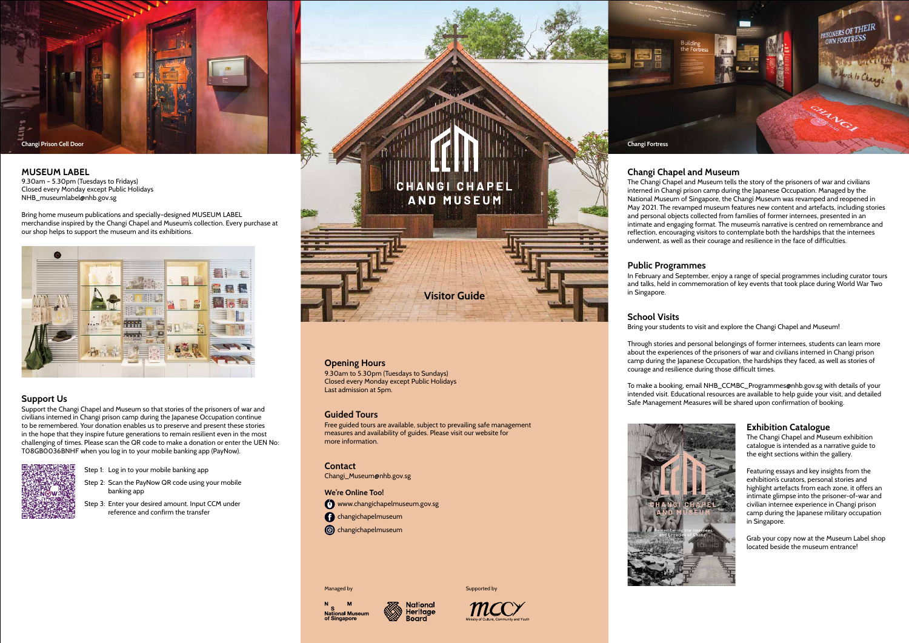Changi Prison Cell Door

## MUSEUM LABEL

9.30am – 5.30pm (Tuesdays to Fridays)
Closed every Monday except Public Holidays
NHB_museumlabel@nhb.gov.sg

Bring home museum publications and specially-designed MUSEUM LABEL merchandise inspired by the Changi Chapel and Museum's collection. Every purchase at our shop helps to support the museum and its exhibitions.

## Support Us

Support the Changi Chapel and Museum so that stories of the prisoners of war and civilians interned in Changi prison camp during the Japanese Occupation continue to be remembered. Your donation enables us to preserve and present these stories in the hope that they inspire future generations to remain resilient even in the most challenging of times. Please scan the QR code to make a donation or enter the UEN No: T08GB0036BNHF when you log in to your mobile banking app (PayNow).

- Step 1: Log in to your mobile banking app
- Step 2: Scan the PayNow QR code using your mobile banking app
- Step 3: Enter your desired amount. Input CCM under reference and confirm the transfer

# CHANGI CHAPEL AND MUSEUM

## Visitor Guide

## Opening Hours

9.30am to 5.30pm (Tuesdays to Sundays)
Closed every Monday except Public Holidays
Last admission at 5pm.

## Guided Tours

Free guided tours are available, subject to prevailing safe management measures and availability of guides. Please visit our website for more information.

## Contact

Changi_Museum@nhb.gov.sg

### We're Online Too!

- www.changichapelmuseum.gov.sg
- changichapelmuseum
- changichapelmuseum

Managed by: National Museum of Singapore, National Heritage Board

Supported by: Ministry of Culture, Community and Youth

Changi Fortress

## Changi Chapel and Museum

The Changi Chapel and Museum tells the story of the prisoners of war and civilians interned in Changi prison camp during the Japanese Occupation. Managed by the National Museum of Singapore, the Changi Museum was revamped and reopened in May 2021. The revamped museum features new content and artefacts, including stories and personal objects collected from families of former internees, presented in an intimate and engaging format. The museum's narrative is centred on remembrance and reflection, encouraging visitors to contemplate both the hardships that the internees underwent, as well as their courage and resilience in the face of difficulties.

## Public Programmes

In February and September, enjoy a range of special programmes including curator tours and talks, held in commemoration of key events that took place during World War Two in Singapore.

## School Visits

Bring your students to visit and explore the Changi Chapel and Museum!

Through stories and personal belongings of former internees, students can learn more about the experiences of the prisoners of war and civilians interned in Changi prison camp during the Japanese Occupation, the hardships they faced, as well as stories of courage and resilience during those difficult times.

To make a booking, email NHB_CCMBC_Programmes@nhb.gov.sg with details of your intended visit. Educational resources are available to help guide your visit, and detailed Safe Management Measures will be shared upon confirmation of booking.

## Exhibition Catalogue

The Changi Chapel and Museum exhibition catalogue is intended as a narrative guide to the eight sections within the gallery.

Featuring essays and key insights from the exhibition's curators, personal stories and highlight artefacts from each zone, it offers an intimate glimpse into the prisoner-of-war and civilian internee experience in Changi prison camp during the Japanese military occupation in Singapore.

Grab your copy now at the Museum Label shop located beside the museum entrance!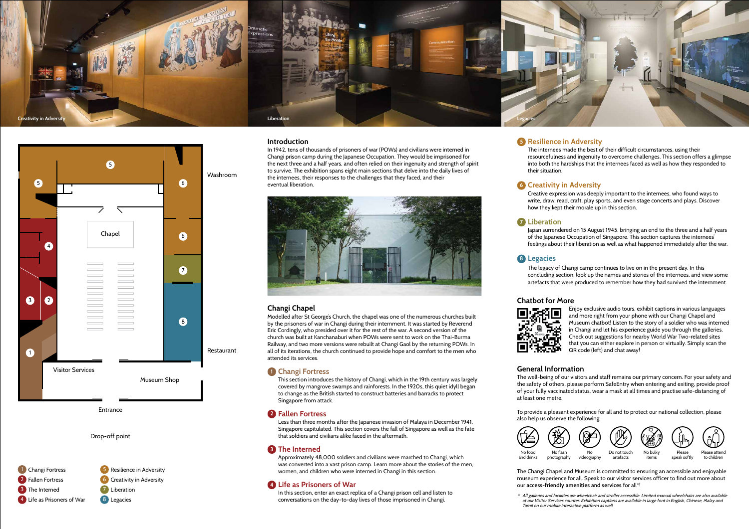Creativity in Adversity

Liberation

Legacies

Washroom

Chapel

Restaurant

Visitor Services

Museum Shop

Entrance

Drop-off point

1. Changi Fortress
2. Fallen Fortress
3. The Interned
4. Life as Prisoners of War
5. Resilience in Adversity
6. Creativity in Adversity
7. Liberation
8. Legacies

## Introduction

In 1942, tens of thousands of prisoners of war (POWs) and civilians were interned in Changi prison camp during the Japanese Occupation. They would be imprisoned for the next three and a half years, and often relied on their ingenuity and strength of spirit to survive. The exhibition spans eight main sections that delve into the daily lives of the internees, their responses to the challenges that they faced, and their eventual liberation.

## Changi Chapel

Modelled after St George's Church, the chapel was one of the numerous churches built by the prisoners of war in Changi during their internment. It was started by Reverend Eric Cordingly, who presided over it for the rest of the war. A second version of the church was built at Kanchanaburi when POWs were sent to work on the Thai-Burma Railway, and two more versions were rebuilt at Changi Gaol by the returning POWs. In all of its iterations, the church continued to provide hope and comfort to the men who attended its services.

### 1 Changi Fortress

This section introduces the history of Changi, which in the 19th century was largely covered by mangrove swamps and rainforests. In the 1920s, this quiet idyll began to change as the British started to construct batteries and barracks to protect Singapore from attack.

### 2 Fallen Fortress

Less than three months after the Japanese invasion of Malaya in December 1941, Singapore capitulated. This section covers the fall of Singapore as well as the fate that soldiers and civilians alike faced in the aftermath.

### 3 The Interned

Approximately 48,000 soldiers and civilians were marched to Changi, which was converted into a vast prison camp. Learn more about the stories of the men, women, and children who were interned in Changi in this section.

### 4 Life as Prisoners of War

In this section, enter an exact replica of a Changi prison cell and listen to conversations on the day-to-day lives of those imprisoned in Changi.

### 5 Resilience in Adversity

The internees made the best of their difficult circumstances, using their resourcefulness and ingenuity to overcome challenges. This section offers a glimpse into both the hardships that the internees faced as well as how they responded to their situation.

### 6 Creativity in Adversity

Creative expression was deeply important to the internees, who found ways to write, draw, read, craft, play sports, and even stage concerts and plays. Discover how they kept their morale up in this section.

### 7 Liberation

Japan surrendered on 15 August 1945, bringing an end to the three and a half years of the Japanese Occupation of Singapore. This section captures the internees' feelings about their liberation as well as what happened immediately after the war.

### 8 Legacies

The legacy of Changi camp continues to live on in the present day. In this concluding section, look up the names and stories of the internees, and view some artefacts that were produced to remember how they had survived the internment.

## Chatbot for More

Enjoy exclusive audio tours, exhibit captions in various languages and more right from your phone with our Changi Chapel and Museum chatbot! Listen to the story of a soldier who was interned in Changi and let his experience guide you through the galleries. Check out suggestions for nearby World War Two-related sites that you can either explore in person or virtually. Simply scan the QR code (left) and chat away!

## General Information

The well-being of our visitors and staff remains our primary concern. For your safety and the safety of others, please perform SafeEntry when entering and exiting, provide proof of your fully vaccinated status, wear a mask at all times and practise safe-distancing of at least one metre.

To provide a pleasant experience for all and to protect our national collection, please also help us observe the following:

- No food and drinks
- No flash photography
- No videography
- Do not touch artefacts
- No bulky items
- Please speak softly
- Please attend to children

The Changi Chapel and Museum is committed to ensuring an accessible and enjoyable museum experience for all. Speak to our visitor services officer to find out more about our **access-friendly amenities and services** for all*!

*\* All galleries and facilities are wheelchair and stroller accessible. Limited manual wheelchairs are also available at our Visitor Services counter. Exhibition captions are available in large font in English, Chinese, Malay and Tamil on our mobile interactive platform as well.*